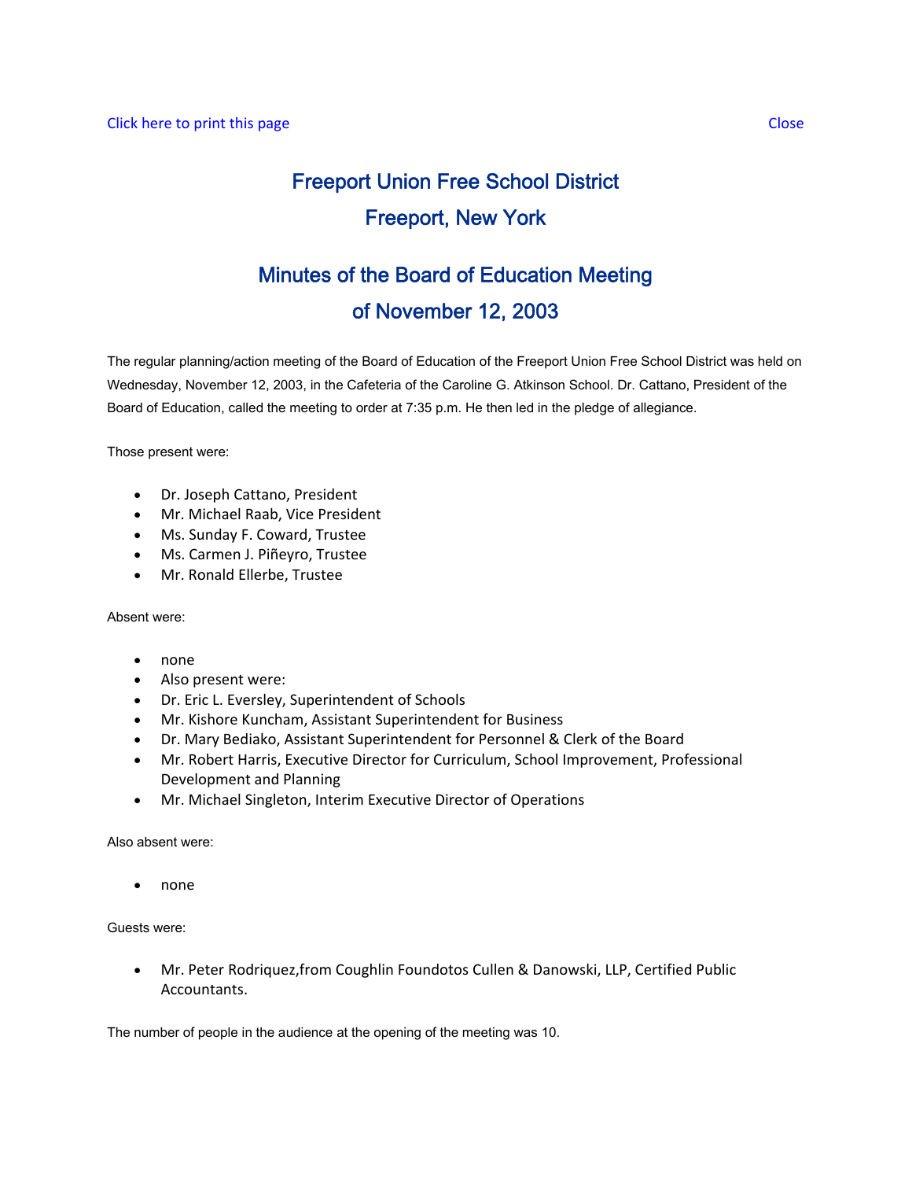Click here to print this page Close

# Freeport Union Free School District
# Freeport, New York

## Minutes of the Board of Education Meeting
## of November 12, 2003

The regular planning/action meeting of the Board of Education of the Freeport Union Free School District was held on Wednesday, November 12, 2003, in the Cafeteria of the Caroline G. Atkinson School. Dr. Cattano, President of the Board of Education, called the meeting to order at 7:35 p.m. He then led in the pledge of allegiance.

Those present were:

- Dr. Joseph Cattano, President
- Mr. Michael Raab, Vice President
- Ms. Sunday F. Coward, Trustee
- Ms. Carmen J. Piñeyro, Trustee
- Mr. Ronald Ellerbe, Trustee

Absent were:

- none
- Also present were:
- Dr. Eric L. Eversley, Superintendent of Schools
- Mr. Kishore Kuncham, Assistant Superintendent for Business
- Dr. Mary Bediako, Assistant Superintendent for Personnel & Clerk of the Board
- Mr. Robert Harris, Executive Director for Curriculum, School Improvement, Professional Development and Planning
- Mr. Michael Singleton, Interim Executive Director of Operations

Also absent were:

- none

Guests were:

- Mr. Peter Rodriquez,from Coughlin Foundotos Cullen & Danowski, LLP, Certified Public Accountants.

The number of people in the audience at the opening of the meeting was 10.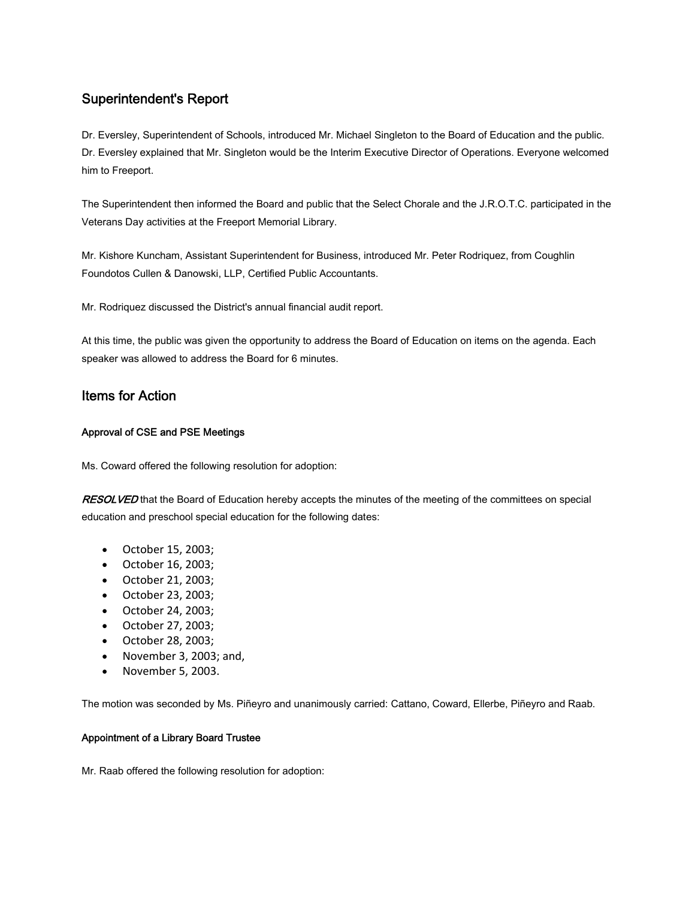## Superintendent's Report

Dr. Eversley, Superintendent of Schools, introduced Mr. Michael Singleton to the Board of Education and the public. Dr. Eversley explained that Mr. Singleton would be the Interim Executive Director of Operations. Everyone welcomed him to Freeport.

The Superintendent then informed the Board and public that the Select Chorale and the J.R.O.T.C. participated in the Veterans Day activities at the Freeport Memorial Library.

Mr. Kishore Kuncham, Assistant Superintendent for Business, introduced Mr. Peter Rodriquez, from Coughlin Foundotos Cullen & Danowski, LLP, Certified Public Accountants.

Mr. Rodriquez discussed the District's annual financial audit report.

At this time, the public was given the opportunity to address the Board of Education on items on the agenda. Each speaker was allowed to address the Board for 6 minutes.

## Items for Action

#### Approval of CSE and PSE Meetings

Ms. Coward offered the following resolution for adoption:

***RESOLVED*** that the Board of Education hereby accepts the minutes of the meeting of the committees on special education and preschool special education for the following dates:

- October 15, 2003;
- October 16, 2003;
- October 21, 2003;
- October 23, 2003;
- October 24, 2003;
- October 27, 2003;
- October 28, 2003;
- November 3, 2003; and,
- November 5, 2003.

The motion was seconded by Ms. Piñeyro and unanimously carried: Cattano, Coward, Ellerbe, Piñeyro and Raab.

#### Appointment of a Library Board Trustee

Mr. Raab offered the following resolution for adoption: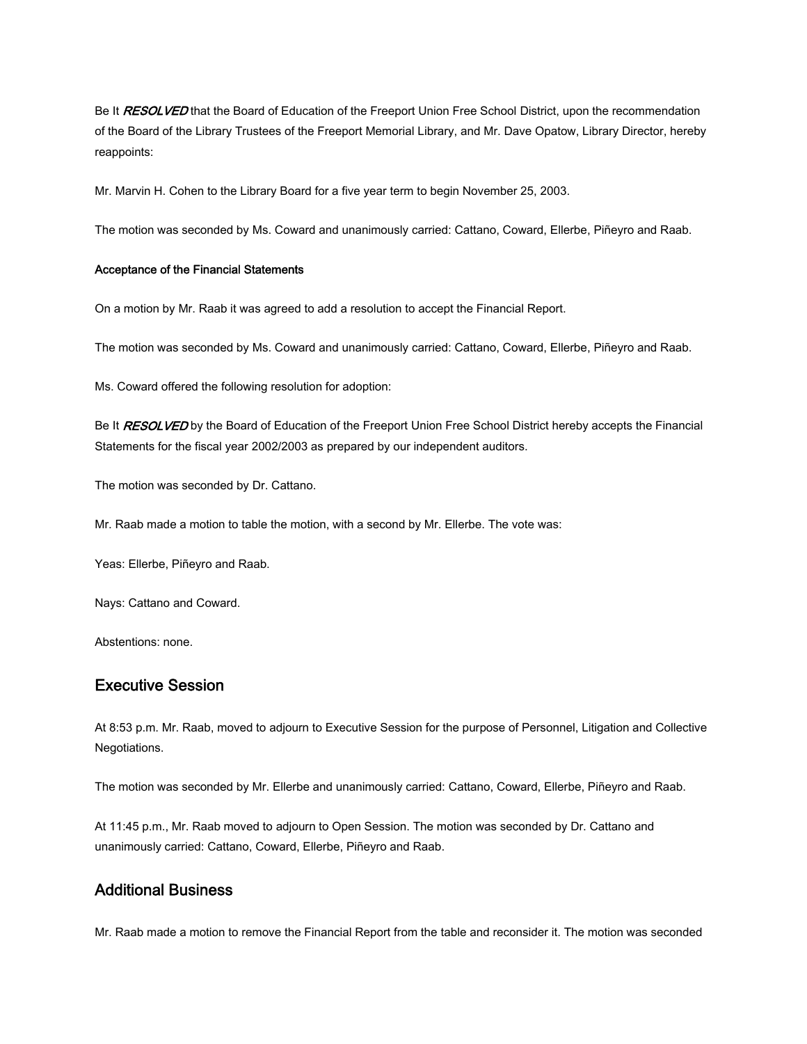Be It ***RESOLVED*** that the Board of Education of the Freeport Union Free School District, upon the recommendation of the Board of the Library Trustees of the Freeport Memorial Library, and Mr. Dave Opatow, Library Director, hereby reappoints:

Mr. Marvin H. Cohen to the Library Board for a five year term to begin November 25, 2003.

The motion was seconded by Ms. Coward and unanimously carried: Cattano, Coward, Ellerbe, Piñeyro and Raab.

#### Acceptance of the Financial Statements

On a motion by Mr. Raab it was agreed to add a resolution to accept the Financial Report.

The motion was seconded by Ms. Coward and unanimously carried: Cattano, Coward, Ellerbe, Piñeyro and Raab.

Ms. Coward offered the following resolution for adoption:

Be It ***RESOLVED*** by the Board of Education of the Freeport Union Free School District hereby accepts the Financial Statements for the fiscal year 2002/2003 as prepared by our independent auditors.

The motion was seconded by Dr. Cattano.

Mr. Raab made a motion to table the motion, with a second by Mr. Ellerbe. The vote was:

Yeas: Ellerbe, Piñeyro and Raab.

Nays: Cattano and Coward.

Abstentions: none.

## Executive Session

At 8:53 p.m. Mr. Raab, moved to adjourn to Executive Session for the purpose of Personnel, Litigation and Collective Negotiations.

The motion was seconded by Mr. Ellerbe and unanimously carried: Cattano, Coward, Ellerbe, Piñeyro and Raab.

At 11:45 p.m., Mr. Raab moved to adjourn to Open Session. The motion was seconded by Dr. Cattano and unanimously carried: Cattano, Coward, Ellerbe, Piñeyro and Raab.

## Additional Business

Mr. Raab made a motion to remove the Financial Report from the table and reconsider it. The motion was seconded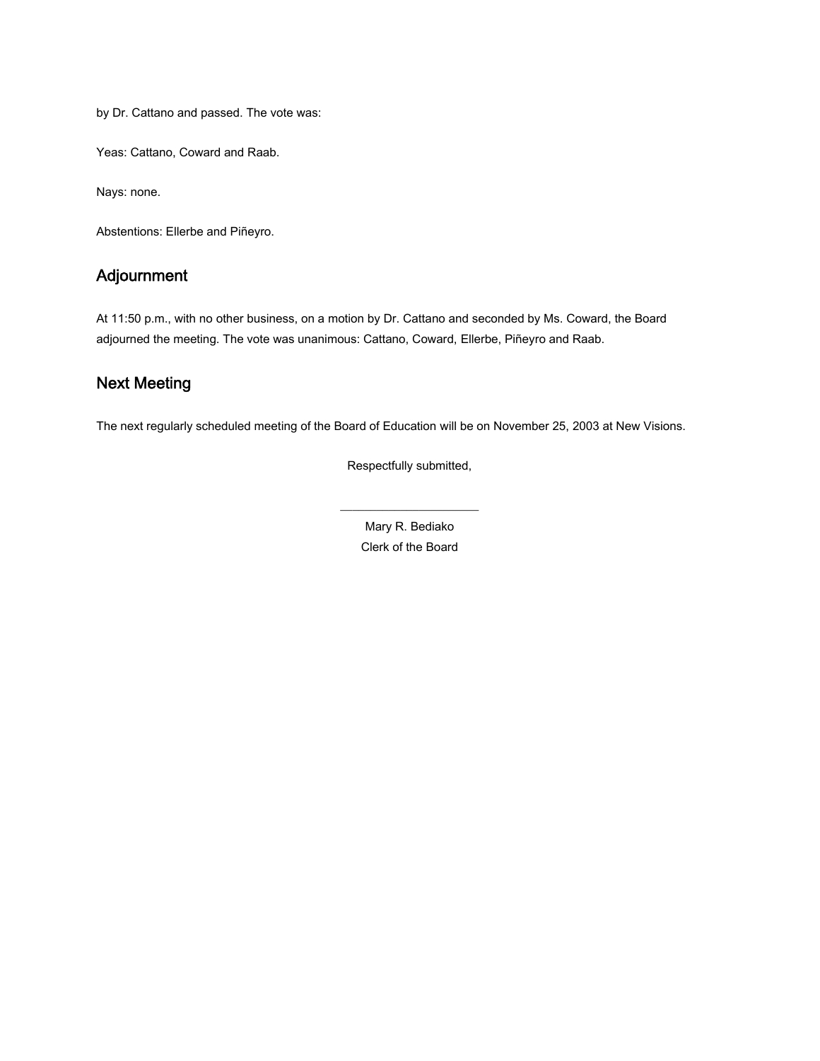by Dr. Cattano and passed. The vote was:

Yeas: Cattano, Coward and Raab.

Nays: none.

Abstentions: Ellerbe and Piñeyro.

## Adjournment

At 11:50 p.m., with no other business, on a motion by Dr. Cattano and seconded by Ms. Coward, the Board adjourned the meeting. The vote was unanimous: Cattano, Coward, Ellerbe, Piñeyro and Raab.

## Next Meeting

The next regularly scheduled meeting of the Board of Education will be on November 25, 2003 at New Visions.

Respectfully submitted,

\_\_\_\_\_\_\_\_\_\_\_\_\_\_\_\_\_\_\_\_\_\_

Mary R. Bediako
Clerk of the Board